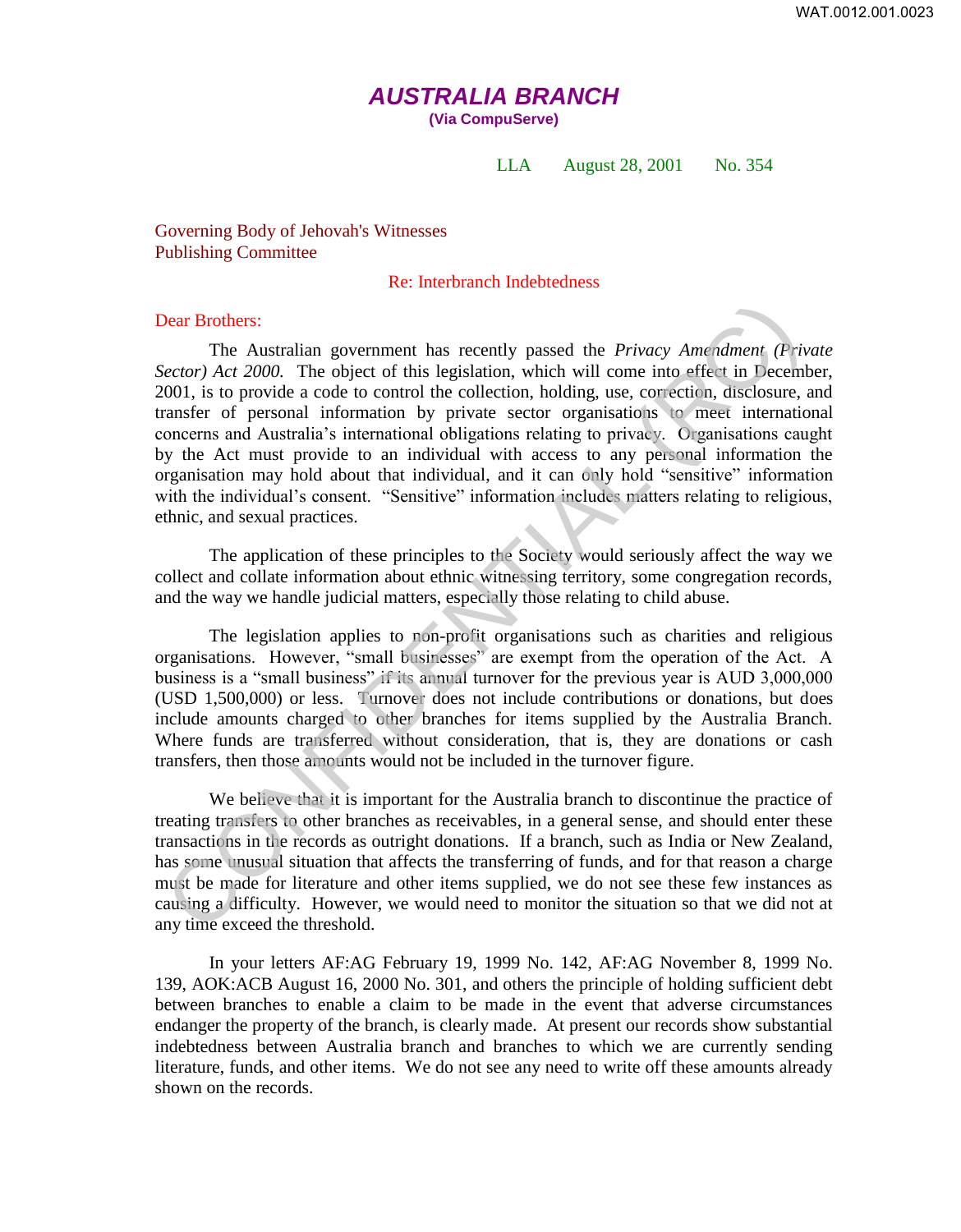# AUSTRALIA BRANCH

**(Via CompuServe)**

LLA August 28, 2001 No. 354

Governing Body of Jehovah's Witnesses
Publishing Committee

Re: Interbranch Indebtedness

Dear Brothers:

The Australian government has recently passed the *Privacy Amendment (Private Sector) Act 2000.* The object of this legislation, which will come into effect in December, 2001, is to provide a code to control the collection, holding, use, correction, disclosure, and transfer of personal information by private sector organisations to meet international concerns and Australia's international obligations relating to privacy. Organisations caught by the Act must provide to an individual with access to any personal information the organisation may hold about that individual, and it can only hold "sensitive" information with the individual's consent. "Sensitive" information includes matters relating to religious, ethnic, and sexual practices.

The application of these principles to the Society would seriously affect the way we collect and collate information about ethnic witnessing territory, some congregation records, and the way we handle judicial matters, especially those relating to child abuse.

The legislation applies to non-profit organisations such as charities and religious organisations. However, "small businesses" are exempt from the operation of the Act. A business is a "small business" if its annual turnover for the previous year is AUD 3,000,000 (USD 1,500,000) or less. Turnover does not include contributions or donations, but does include amounts charged to other branches for items supplied by the Australia Branch. Where funds are transferred without consideration, that is, they are donations or cash transfers, then those amounts would not be included in the turnover figure.

We believe that it is important for the Australia branch to discontinue the practice of treating transfers to other branches as receivables, in a general sense, and should enter these transactions in the records as outright donations. If a branch, such as India or New Zealand, has some unusual situation that affects the transferring of funds, and for that reason a charge must be made for literature and other items supplied, we do not see these few instances as causing a difficulty. However, we would need to monitor the situation so that we did not at any time exceed the threshold.

In your letters AF:AG February 19, 1999 No. 142, AF:AG November 8, 1999 No. 139, AOK:ACB August 16, 2000 No. 301, and others the principle of holding sufficient debt between branches to enable a claim to be made in the event that adverse circumstances endanger the property of the branch, is clearly made. At present our records show substantial indebtedness between Australia branch and branches to which we are currently sending literature, funds, and other items. We do not see any need to write off these amounts already shown on the records.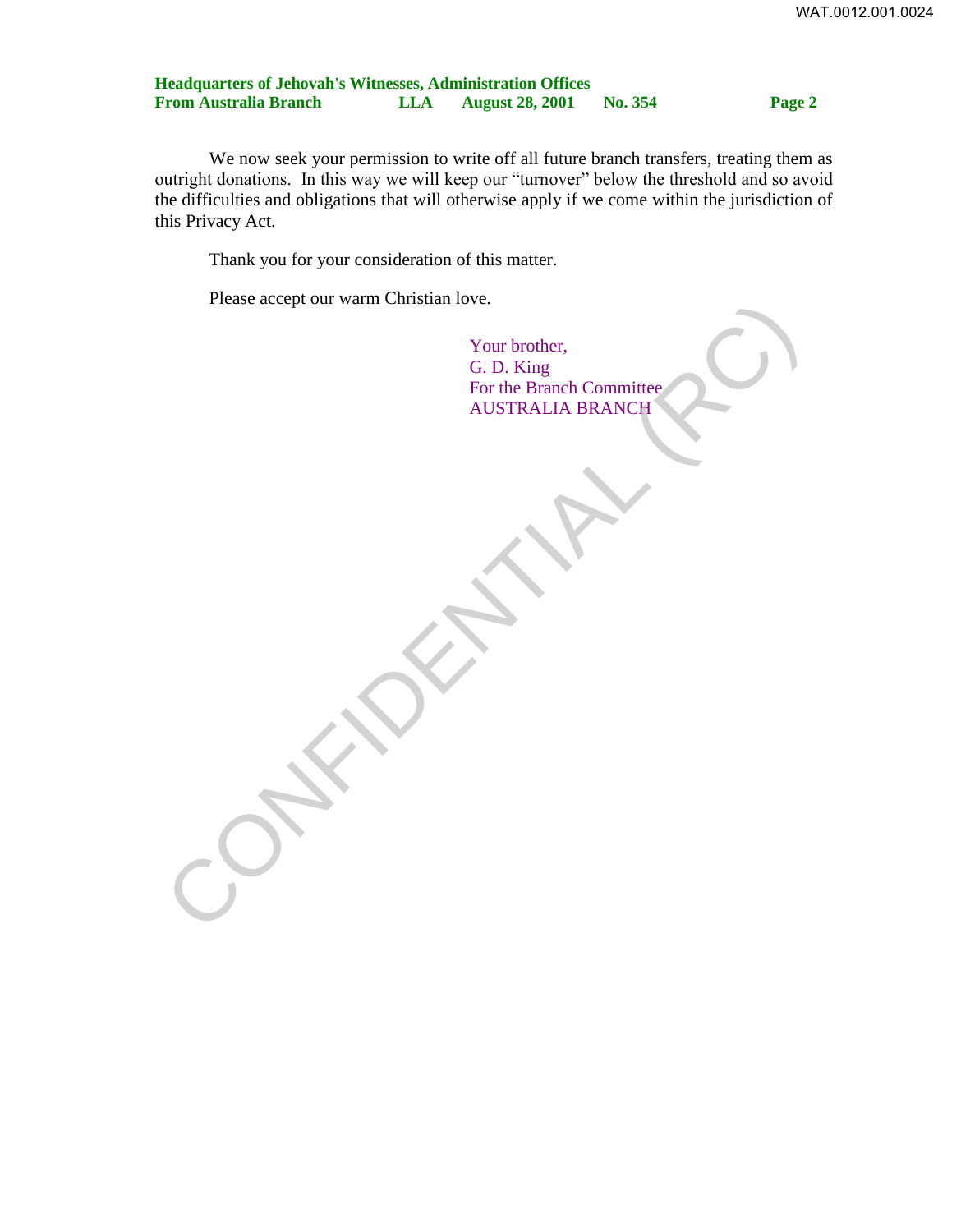We now seek your permission to write off all future branch transfers, treating them as outright donations. In this way we will keep our “turnover” below the threshold and so avoid the difficulties and obligations that will otherwise apply if we come within the jurisdiction of this Privacy Act.

Thank you for your consideration of this matter.

Please accept our warm Christian love.

Your brother,
G. D. King
For the Branch Committee
AUSTRALIA BRANCH

CONFIDENTIAL (RC)